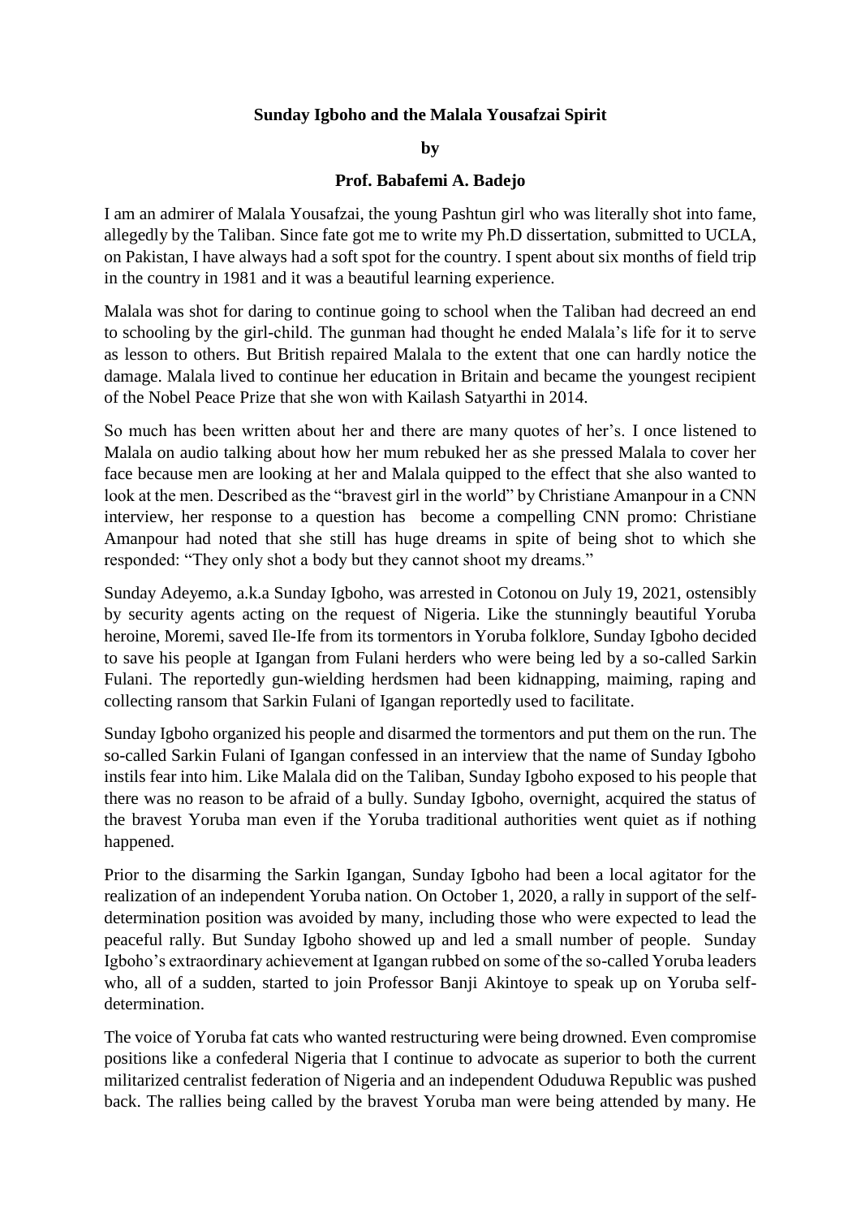**Sunday Igboho and the Malala Yousafzai Spirit**

**by**

**Prof. Babafemi A. Badejo**

I am an admirer of Malala Yousafzai, the young Pashtun girl who was literally shot into fame, allegedly by the Taliban. Since fate got me to write my Ph.D dissertation, submitted to UCLA, on Pakistan, I have always had a soft spot for the country. I spent about six months of field trip in the country in 1981 and it was a beautiful learning experience.

Malala was shot for daring to continue going to school when the Taliban had decreed an end to schooling by the girl-child. The gunman had thought he ended Malala's life for it to serve as lesson to others. But British repaired Malala to the extent that one can hardly notice the damage. Malala lived to continue her education in Britain and became the youngest recipient of the Nobel Peace Prize that she won with Kailash Satyarthi in 2014.

So much has been written about her and there are many quotes of her's. I once listened to Malala on audio talking about how her mum rebuked her as she pressed Malala to cover her face because men are looking at her and Malala quipped to the effect that she also wanted to look at the men. Described as the "bravest girl in the world" by Christiane Amanpour in a CNN interview, her response to a question has become a compelling CNN promo: Christiane Amanpour had noted that she still has huge dreams in spite of being shot to which she responded: "They only shot a body but they cannot shoot my dreams."

Sunday Adeyemo, a.k.a Sunday Igboho, was arrested in Cotonou on July 19, 2021, ostensibly by security agents acting on the request of Nigeria. Like the stunningly beautiful Yoruba heroine, Moremi, saved Ile-Ife from its tormentors in Yoruba folklore, Sunday Igboho decided to save his people at Igangan from Fulani herders who were being led by a so-called Sarkin Fulani. The reportedly gun-wielding herdsmen had been kidnapping, maiming, raping and collecting ransom that Sarkin Fulani of Igangan reportedly used to facilitate.

Sunday Igboho organized his people and disarmed the tormentors and put them on the run. The so-called Sarkin Fulani of Igangan confessed in an interview that the name of Sunday Igboho instils fear into him. Like Malala did on the Taliban, Sunday Igboho exposed to his people that there was no reason to be afraid of a bully. Sunday Igboho, overnight, acquired the status of the bravest Yoruba man even if the Yoruba traditional authorities went quiet as if nothing happened.

Prior to the disarming the Sarkin Igangan, Sunday Igboho had been a local agitator for the realization of an independent Yoruba nation. On October 1, 2020, a rally in support of the self-determination position was avoided by many, including those who were expected to lead the peaceful rally. But Sunday Igboho showed up and led a small number of people. Sunday Igboho's extraordinary achievement at Igangan rubbed on some of the so-called Yoruba leaders who, all of a sudden, started to join Professor Banji Akintoye to speak up on Yoruba self-determination.

The voice of Yoruba fat cats who wanted restructuring were being drowned. Even compromise positions like a confederal Nigeria that I continue to advocate as superior to both the current militarized centralist federation of Nigeria and an independent Oduduwa Republic was pushed back. The rallies being called by the bravest Yoruba man were being attended by many. He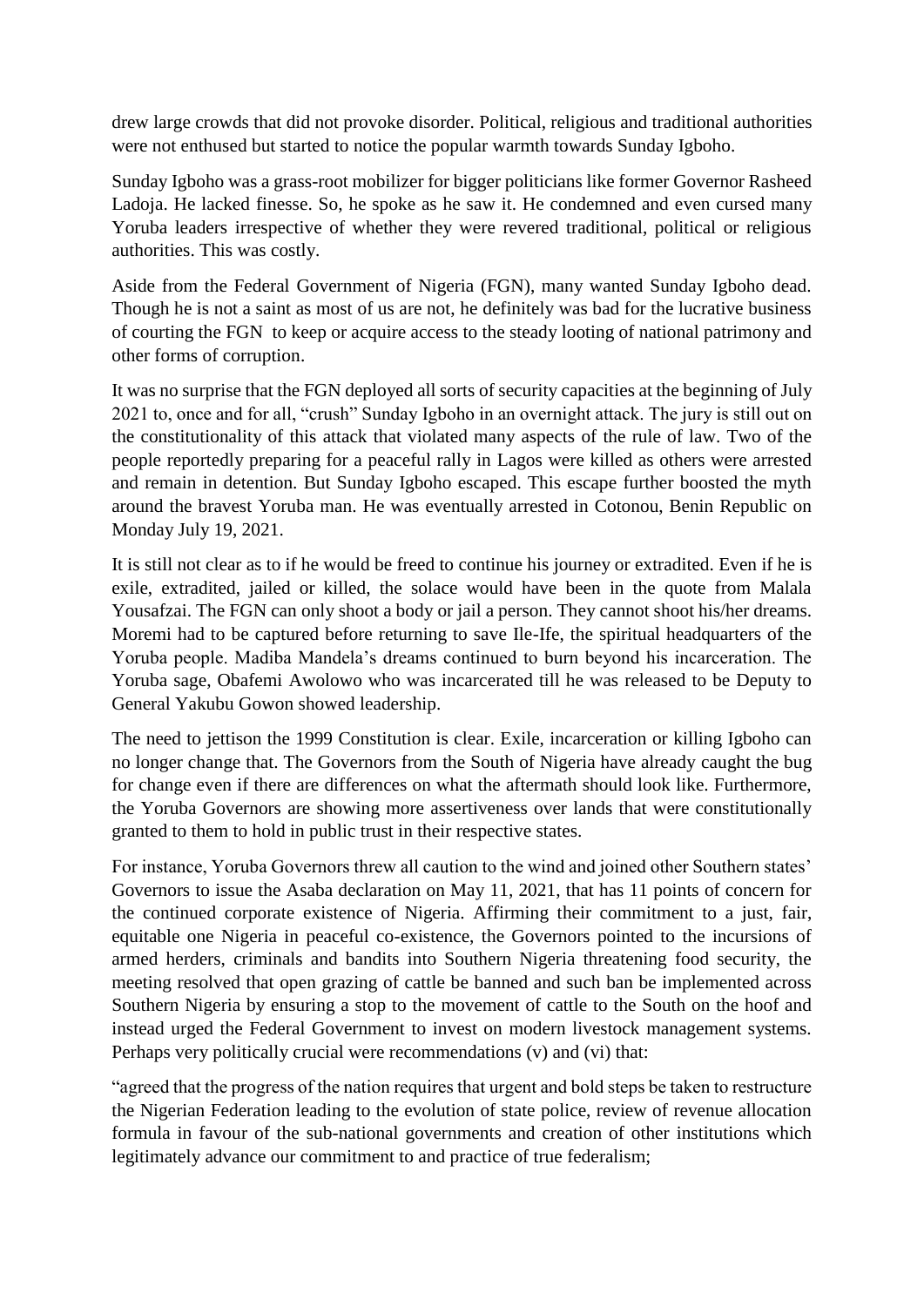drew large crowds that did not provoke disorder. Political, religious and traditional authorities were not enthused but started to notice the popular warmth towards Sunday Igboho.

Sunday Igboho was a grass-root mobilizer for bigger politicians like former Governor Rasheed Ladoja. He lacked finesse. So, he spoke as he saw it. He condemned and even cursed many Yoruba leaders irrespective of whether they were revered traditional, political or religious authorities. This was costly.

Aside from the Federal Government of Nigeria (FGN), many wanted Sunday Igboho dead. Though he is not a saint as most of us are not, he definitely was bad for the lucrative business of courting the FGN to keep or acquire access to the steady looting of national patrimony and other forms of corruption.

It was no surprise that the FGN deployed all sorts of security capacities at the beginning of July 2021 to, once and for all, "crush" Sunday Igboho in an overnight attack. The jury is still out on the constitutionality of this attack that violated many aspects of the rule of law. Two of the people reportedly preparing for a peaceful rally in Lagos were killed as others were arrested and remain in detention. But Sunday Igboho escaped. This escape further boosted the myth around the bravest Yoruba man. He was eventually arrested in Cotonou, Benin Republic on Monday July 19, 2021.

It is still not clear as to if he would be freed to continue his journey or extradited. Even if he is exile, extradited, jailed or killed, the solace would have been in the quote from Malala Yousafzai. The FGN can only shoot a body or jail a person. They cannot shoot his/her dreams. Moremi had to be captured before returning to save Ile-Ife, the spiritual headquarters of the Yoruba people. Madiba Mandela's dreams continued to burn beyond his incarceration. The Yoruba sage, Obafemi Awolowo who was incarcerated till he was released to be Deputy to General Yakubu Gowon showed leadership.

The need to jettison the 1999 Constitution is clear. Exile, incarceration or killing Igboho can no longer change that. The Governors from the South of Nigeria have already caught the bug for change even if there are differences on what the aftermath should look like. Furthermore, the Yoruba Governors are showing more assertiveness over lands that were constitutionally granted to them to hold in public trust in their respective states.

For instance, Yoruba Governors threw all caution to the wind and joined other Southern states' Governors to issue the Asaba declaration on May 11, 2021, that has 11 points of concern for the continued corporate existence of Nigeria. Affirming their commitment to a just, fair, equitable one Nigeria in peaceful co-existence, the Governors pointed to the incursions of armed herders, criminals and bandits into Southern Nigeria threatening food security, the meeting resolved that open grazing of cattle be banned and such ban be implemented across Southern Nigeria by ensuring a stop to the movement of cattle to the South on the hoof and instead urged the Federal Government to invest on modern livestock management systems. Perhaps very politically crucial were recommendations (v) and (vi) that:

"agreed that the progress of the nation requires that urgent and bold steps be taken to restructure the Nigerian Federation leading to the evolution of state police, review of revenue allocation formula in favour of the sub-national governments and creation of other institutions which legitimately advance our commitment to and practice of true federalism;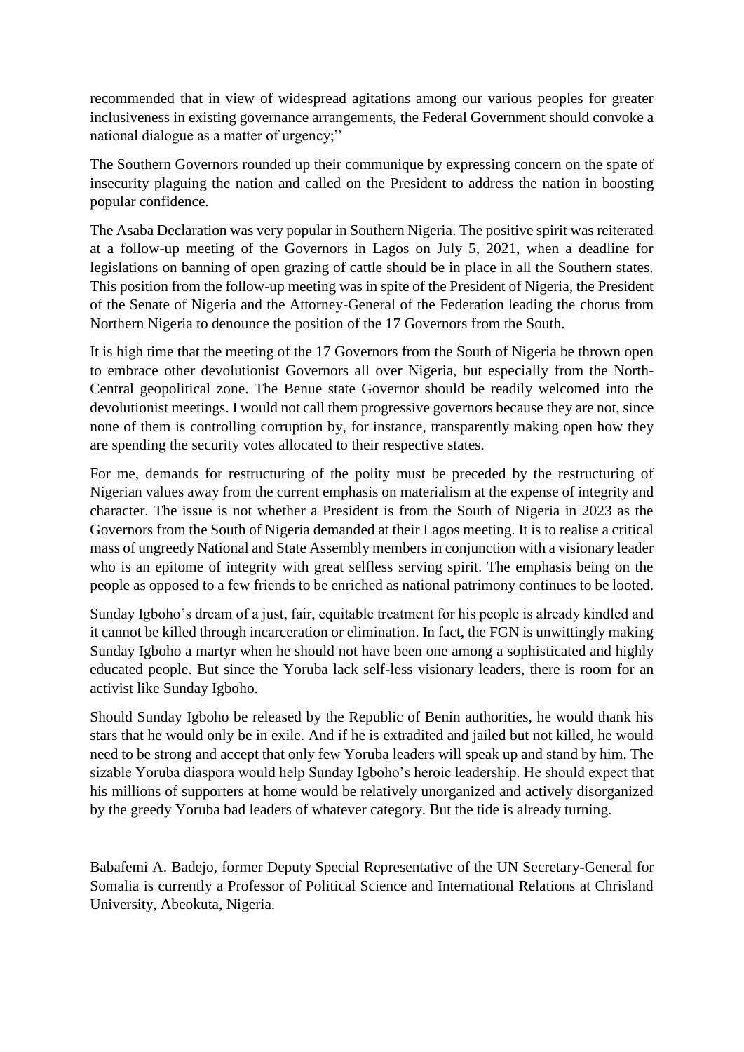recommended that in view of widespread agitations among our various peoples for greater inclusiveness in existing governance arrangements, the Federal Government should convoke a national dialogue as a matter of urgency;"

The Southern Governors rounded up their communique by expressing concern on the spate of insecurity plaguing the nation and called on the President to address the nation in boosting popular confidence.

The Asaba Declaration was very popular in Southern Nigeria. The positive spirit was reiterated at a follow-up meeting of the Governors in Lagos on July 5, 2021, when a deadline for legislations on banning of open grazing of cattle should be in place in all the Southern states. This position from the follow-up meeting was in spite of the President of Nigeria, the President of the Senate of Nigeria and the Attorney-General of the Federation leading the chorus from Northern Nigeria to denounce the position of the 17 Governors from the South.

It is high time that the meeting of the 17 Governors from the South of Nigeria be thrown open to embrace other devolutionist Governors all over Nigeria, but especially from the North-Central geopolitical zone. The Benue state Governor should be readily welcomed into the devolutionist meetings. I would not call them progressive governors because they are not, since none of them is controlling corruption by, for instance, transparently making open how they are spending the security votes allocated to their respective states.

For me, demands for restructuring of the polity must be preceded by the restructuring of Nigerian values away from the current emphasis on materialism at the expense of integrity and character. The issue is not whether a President is from the South of Nigeria in 2023 as the Governors from the South of Nigeria demanded at their Lagos meeting. It is to realise a critical mass of ungreedy National and State Assembly members in conjunction with a visionary leader who is an epitome of integrity with great selfless serving spirit. The emphasis being on the people as opposed to a few friends to be enriched as national patrimony continues to be looted.

Sunday Igboho's dream of a just, fair, equitable treatment for his people is already kindled and it cannot be killed through incarceration or elimination. In fact, the FGN is unwittingly making Sunday Igboho a martyr when he should not have been one among a sophisticated and highly educated people. But since the Yoruba lack self-less visionary leaders, there is room for an activist like Sunday Igboho.

Should Sunday Igboho be released by the Republic of Benin authorities, he would thank his stars that he would only be in exile. And if he is extradited and jailed but not killed, he would need to be strong and accept that only few Yoruba leaders will speak up and stand by him. The sizable Yoruba diaspora would help Sunday Igboho's heroic leadership. He should expect that his millions of supporters at home would be relatively unorganized and actively disorganized by the greedy Yoruba bad leaders of whatever category. But the tide is already turning.

Babafemi A. Badejo, former Deputy Special Representative of the UN Secretary-General for Somalia is currently a Professor of Political Science and International Relations at Chrisland University, Abeokuta, Nigeria.